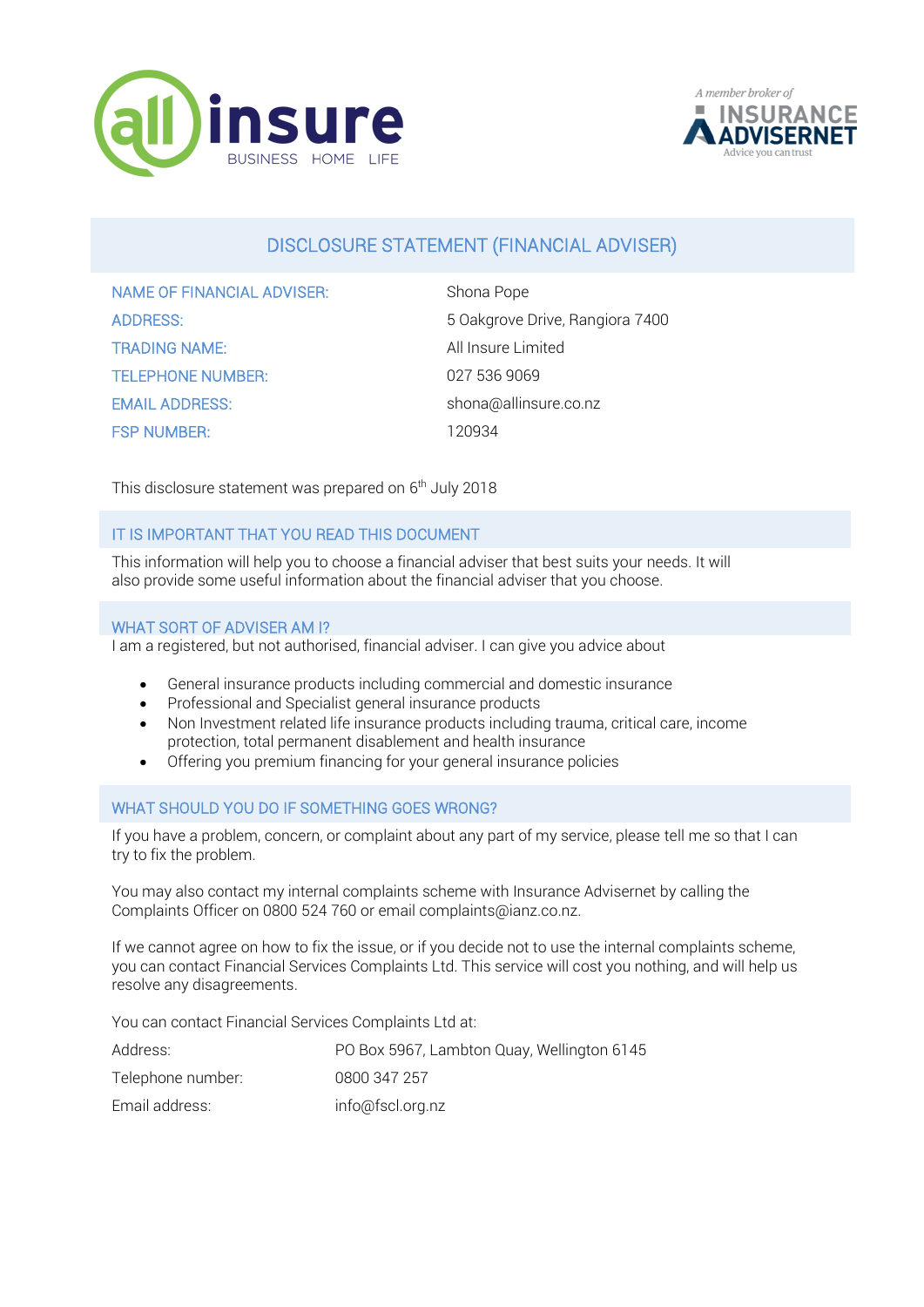# DISCLOSURE STATEMENT (FINANCIAL ADVISER)

| | |
|---|---|
| NAME OF FINANCIAL ADVISER: | Shona Pope |
| ADDRESS: | 5 Oakgrove Drive, Rangiora 7400 |
| TRADING NAME: | All Insure Limited |
| TELEPHONE NUMBER: | 027 536 9069 |
| EMAIL ADDRESS: | shona@allinsure.co.nz |
| FSP NUMBER: | 120934 |

This disclosure statement was prepared on 6th July 2018

## IT IS IMPORTANT THAT YOU READ THIS DOCUMENT

This information will help you to choose a financial adviser that best suits your needs. It will also provide some useful information about the financial adviser that you choose.

## WHAT SORT OF ADVISER AM I?

I am a registered, but not authorised, financial adviser. I can give you advice about

- General insurance products including commercial and domestic insurance
- Professional and Specialist general insurance products
- Non Investment related life insurance products including trauma, critical care, income protection, total permanent disablement and health insurance
- Offering you premium financing for your general insurance policies

## WHAT SHOULD YOU DO IF SOMETHING GOES WRONG?

If you have a problem, concern, or complaint about any part of my service, please tell me so that I can try to fix the problem.

You may also contact my internal complaints scheme with Insurance Advisernet by calling the Complaints Officer on 0800 524 760 or email complaints@ianz.co.nz.

If we cannot agree on how to fix the issue, or if you decide not to use the internal complaints scheme, you can contact Financial Services Complaints Ltd. This service will cost you nothing, and will help us resolve any disagreements.

You can contact Financial Services Complaints Ltd at:

| | |
|---|---|
| Address: | PO Box 5967, Lambton Quay, Wellington 6145 |
| Telephone number: | 0800 347 257 |
| Email address: | info@fscl.org.nz |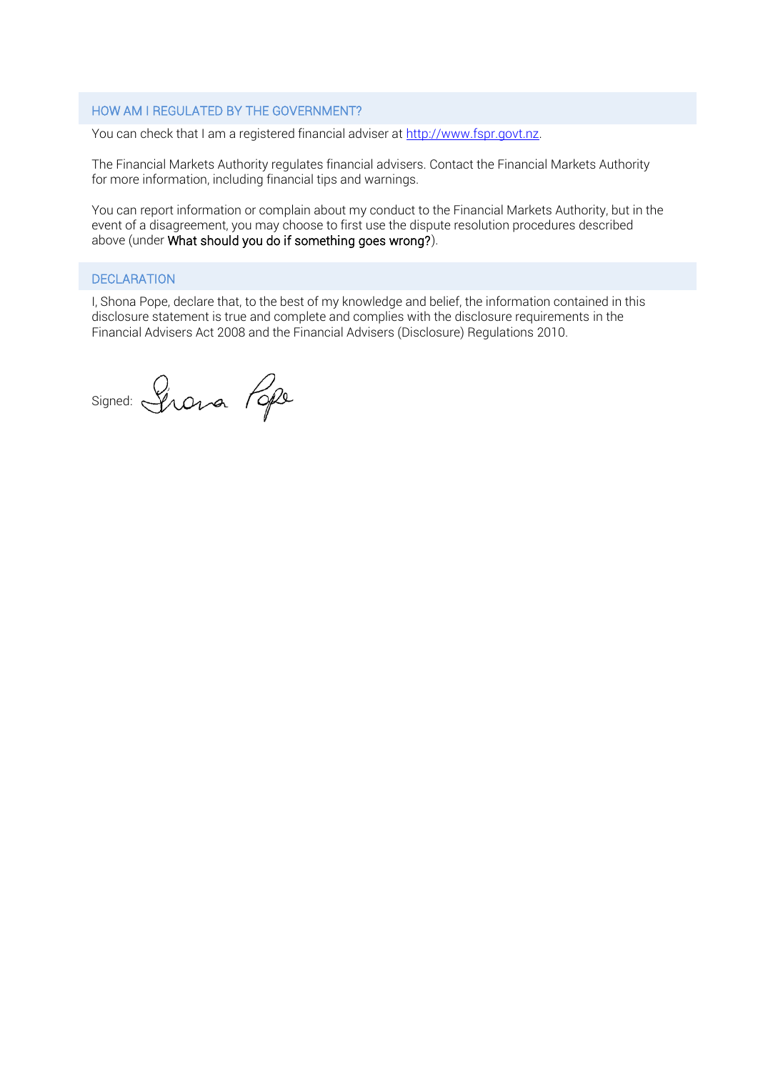## HOW AM I REGULATED BY THE GOVERNMENT?

You can check that I am a registered financial adviser at http://www.fspr.govt.nz.

The Financial Markets Authority regulates financial advisers. Contact the Financial Markets Authority for more information, including financial tips and warnings.

You can report information or complain about my conduct to the Financial Markets Authority, but in the event of a disagreement, you may choose to first use the dispute resolution procedures described above (under **What should you do if something goes wrong?**).

## DECLARATION

I, Shona Pope, declare that, to the best of my knowledge and belief, the information contained in this disclosure statement is true and complete and complies with the disclosure requirements in the Financial Advisers Act 2008 and the Financial Advisers (Disclosure) Regulations 2010.

Signed: Shona Pope